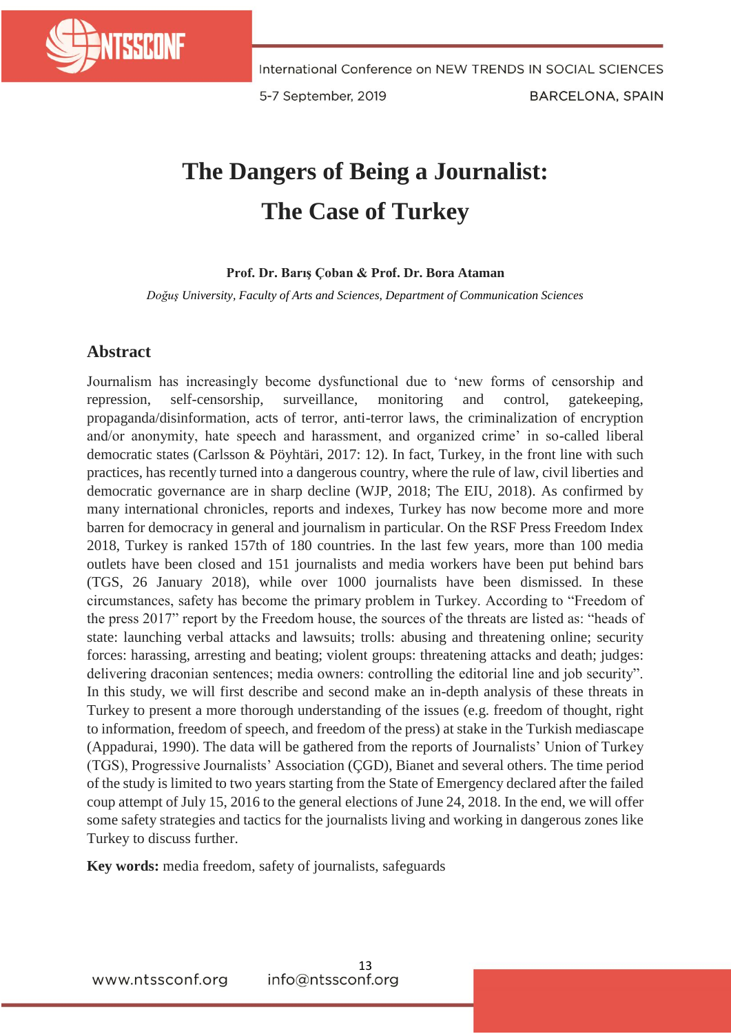# The Dangers of Being a Journalist: The Case of Turkey

**Prof. Dr. Barış Çoban & Prof. Dr. Bora Ataman**

*Doğuş University, Faculty of Arts and Sciences, Department of Communication Sciences*

## Abstract

Journalism has increasingly become dysfunctional due to 'new forms of censorship and repression, self-censorship, surveillance, monitoring and control, gatekeeping, propaganda/disinformation, acts of terror, anti-terror laws, the criminalization of encryption and/or anonymity, hate speech and harassment, and organized crime' in so-called liberal democratic states (Carlsson & Pöyhtäri, 2017: 12). In fact, Turkey, in the front line with such practices, has recently turned into a dangerous country, where the rule of law, civil liberties and democratic governance are in sharp decline (WJP, 2018; The EIU, 2018). As confirmed by many international chronicles, reports and indexes, Turkey has now become more and more barren for democracy in general and journalism in particular. On the RSF Press Freedom Index 2018, Turkey is ranked 157th of 180 countries. In the last few years, more than 100 media outlets have been closed and 151 journalists and media workers have been put behind bars (TGS, 26 January 2018), while over 1000 journalists have been dismissed. In these circumstances, safety has become the primary problem in Turkey. According to "Freedom of the press 2017" report by the Freedom house, the sources of the threats are listed as: "heads of state: launching verbal attacks and lawsuits; trolls: abusing and threatening online; security forces: harassing, arresting and beating; violent groups: threatening attacks and death; judges: delivering draconian sentences; media owners: controlling the editorial line and job security". In this study, we will first describe and second make an in-depth analysis of these threats in Turkey to present a more thorough understanding of the issues (e.g. freedom of thought, right to information, freedom of speech, and freedom of the press) at stake in the Turkish mediascape (Appadurai, 1990). The data will be gathered from the reports of Journalists' Union of Turkey (TGS), Progressive Journalists' Association (ÇGD), Bianet and several others. The time period of the study is limited to two years starting from the State of Emergency declared after the failed coup attempt of July 15, 2016 to the general elections of June 24, 2018. In the end, we will offer some safety strategies and tactics for the journalists living and working in dangerous zones like Turkey to discuss further.

**Key words:** media freedom, safety of journalists, safeguards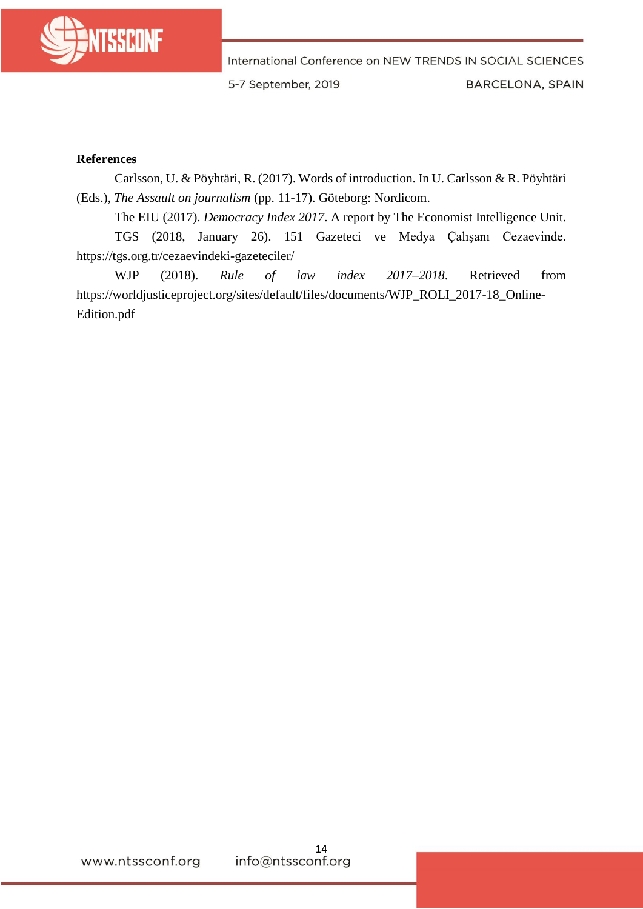**References**

Carlsson, U. & Pöyhtäri, R. (2017). Words of introduction. In U. Carlsson & R. Pöyhtäri (Eds.), *The Assault on journalism* (pp. 11-17). Göteborg: Nordicom.

The EIU (2017). *Democracy Index 2017*. A report by The Economist Intelligence Unit.

TGS (2018, January 26). 151 Gazeteci ve Medya Çalışanı Cezaevinde. https://tgs.org.tr/cezaevindeki-gazeteciler/

WJP (2018). *Rule of law index 2017–2018*. Retrieved from https://worldjusticeproject.org/sites/default/files/documents/WJP_ROLI_2017-18_Online-Edition.pdf